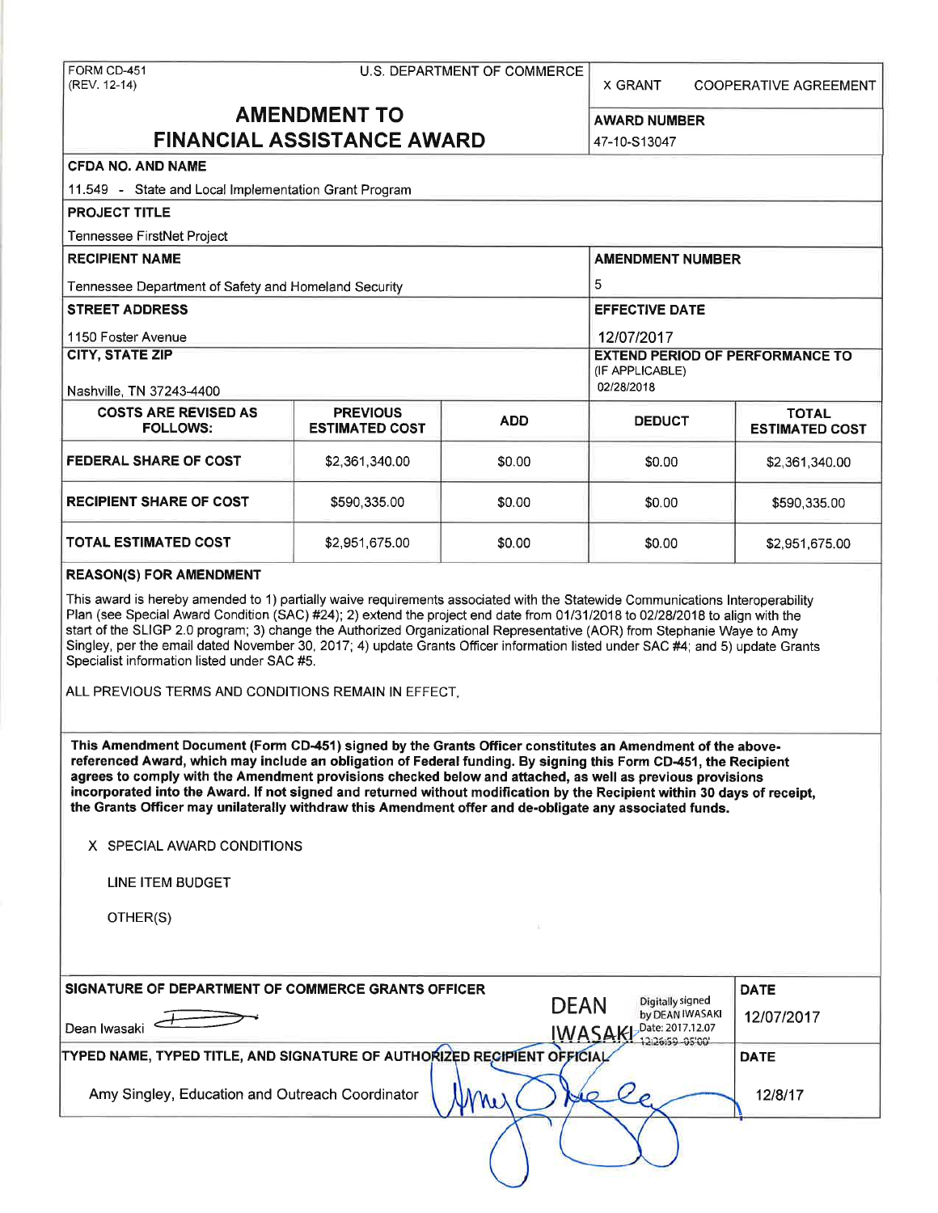FORM CD-451
(REV. 12-14)

U.S. DEPARTMENT OF COMMERCE

X GRANT COOPERATIVE AGREEMENT

# AMENDMENT TO FINANCIAL ASSISTANCE AWARD

**AWARD NUMBER**
47-10-S13047

**CFDA NO. AND NAME**
11.549 - State and Local Implementation Grant Program

**PROJECT TITLE**
Tennessee FirstNet Project

**RECIPIENT NAME**
Tennessee Department of Safety and Homeland Security

**AMENDMENT NUMBER**
5

**STREET ADDRESS**
1150 Foster Avenue

**EFFECTIVE DATE**
12/07/2017

**CITY, STATE ZIP**
Nashville, TN 37243-4400

**EXTEND PERIOD OF PERFORMANCE TO (IF APPLICABLE)**
02/28/2018

| COSTS ARE REVISED AS FOLLOWS: | PREVIOUS ESTIMATED COST | ADD | DEDUCT | TOTAL ESTIMATED COST |
|---|---|---|---|---|
| FEDERAL SHARE OF COST | $2,361,340.00 | $0.00 | $0.00 | $2,361,340.00 |
| RECIPIENT SHARE OF COST | $590,335.00 | $0.00 | $0.00 | $590,335.00 |
| TOTAL ESTIMATED COST | $2,951,675.00 | $0.00 | $0.00 | $2,951,675.00 |

**REASON(S) FOR AMENDMENT**

This award is hereby amended to 1) partially waive requirements associated with the Statewide Communications Interoperability Plan (see Special Award Condition (SAC) #24); 2) extend the project end date from 01/31/2018 to 02/28/2018 to align with the start of the SLIGP 2.0 program; 3) change the Authorized Organizational Representative (AOR) from Stephanie Waye to Amy Singley, per the email dated November 30, 2017; 4) update Grants Officer information listed under SAC #4; and 5) update Grants Specialist information listed under SAC #5.

ALL PREVIOUS TERMS AND CONDITIONS REMAIN IN EFFECT.

**This Amendment Document (Form CD-451) signed by the Grants Officer constitutes an Amendment of the above-referenced Award, which may include an obligation of Federal funding. By signing this Form CD-451, the Recipient agrees to comply with the Amendment provisions checked below and attached, as well as previous provisions incorporated into the Award. If not signed and returned without modification by the Recipient within 30 days of receipt, the Grants Officer may unilaterally withdraw this Amendment offer and de-obligate any associated funds.**

X SPECIAL AWARD CONDITIONS

LINE ITEM BUDGET

OTHER(S)

**SIGNATURE OF DEPARTMENT OF COMMERCE GRANTS OFFICER**

Dean Iwasaki

DEAN IWASAKI Digitally signed by DEAN IWASAKI Date: 2017.12.07 12:26:59 -05'00'

**DATE**
12/07/2017

**TYPED NAME, TYPED TITLE, AND SIGNATURE OF AUTHORIZED RECIPIENT OFFICIAL**

Amy Singley, Education and Outreach Coordinator

**DATE**
12/8/17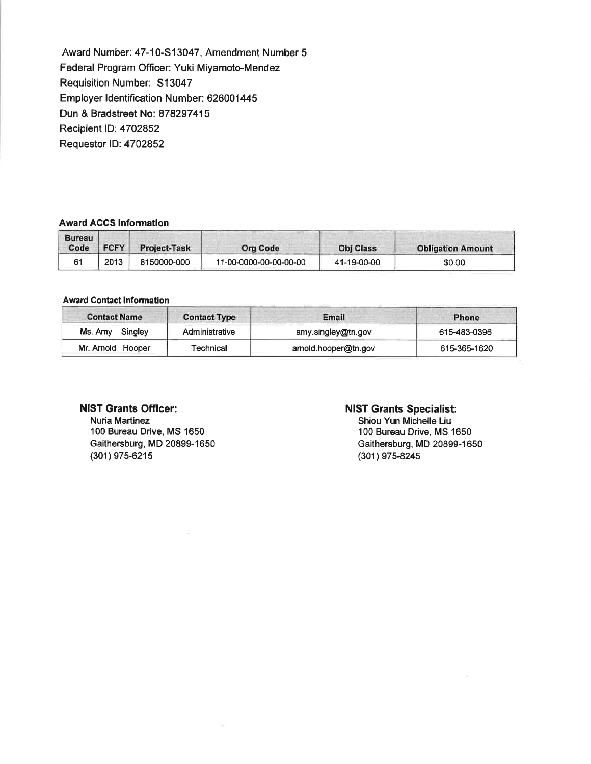Award Number: 47-10-S13047, Amendment Number 5
Federal Program Officer: Yuki Miyamoto-Mendez
Requisition Number: S13047
Employer Identification Number: 626001445
Dun & Bradstreet No: 878297415
Recipient ID: 4702852
Requestor ID: 4702852

**Award ACCS Information**

| Bureau Code | FCFY | Project-Task | Org Code | Obj Class | Obligation Amount |
|---|---|---|---|---|---|
| 61 | 2013 | 8150000-000 | 11-00-0000-00-00-00-00 | 41-19-00-00 | $0.00 |

**Award Contact Information**

| Contact Name | Contact Type | Email | Phone |
|---|---|---|---|
| Ms. Amy Singley | Administrative | amy.singley@tn.gov | 615-483-0396 |
| Mr. Arnold Hooper | Technical | arnold.hooper@tn.gov | 615-365-1620 |

**NIST Grants Officer:**
Nuria Martinez
100 Bureau Drive, MS 1650
Gaithersburg, MD 20899-1650
(301) 975-6215

**NIST Grants Specialist:**
Shiou Yun Michelle Liu
100 Bureau Drive, MS 1650
Gaithersburg, MD 20899-1650
(301) 975-8245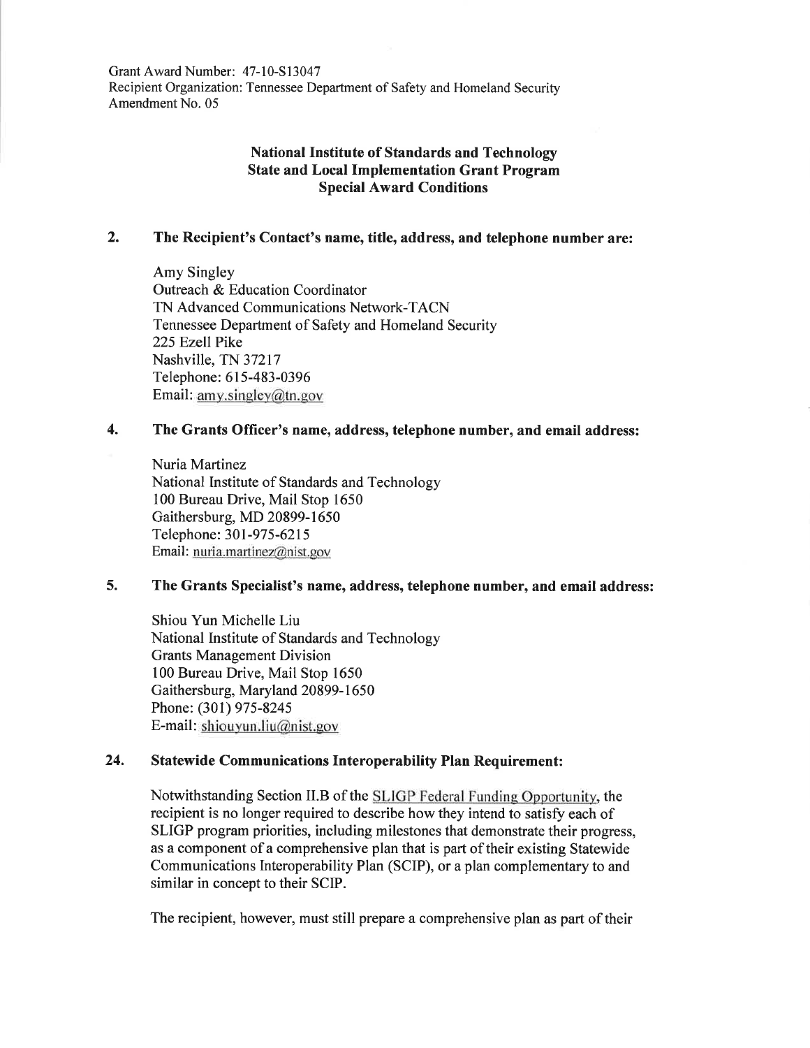Grant Award Number: 47-10-S13047
Recipient Organization: Tennessee Department of Safety and Homeland Security
Amendment No. 05

**National Institute of Standards and Technology**
**State and Local Implementation Grant Program**
**Special Award Conditions**

**2. The Recipient's Contact's name, title, address, and telephone number are:**

Amy Singley
Outreach & Education Coordinator
TN Advanced Communications Network-TACN
Tennessee Department of Safety and Homeland Security
225 Ezell Pike
Nashville, TN 37217
Telephone: 615-483-0396
Email: amy.singley@tn.gov

**4. The Grants Officer's name, address, telephone number, and email address:**

Nuria Martinez
National Institute of Standards and Technology
100 Bureau Drive, Mail Stop 1650
Gaithersburg, MD 20899-1650
Telephone: 301-975-6215
Email: nuria.martinez@nist.gov

**5. The Grants Specialist's name, address, telephone number, and email address:**

Shiou Yun Michelle Liu
National Institute of Standards and Technology
Grants Management Division
100 Bureau Drive, Mail Stop 1650
Gaithersburg, Maryland 20899-1650
Phone: (301) 975-8245
E-mail: shiouyun.liu@nist.gov

**24. Statewide Communications Interoperability Plan Requirement:**

Notwithstanding Section II.B of the SLIGP Federal Funding Opportunity, the recipient is no longer required to describe how they intend to satisfy each of SLIGP program priorities, including milestones that demonstrate their progress, as a component of a comprehensive plan that is part of their existing Statewide Communications Interoperability Plan (SCIP), or a plan complementary to and similar in concept to their SCIP.

The recipient, however, must still prepare a comprehensive plan as part of their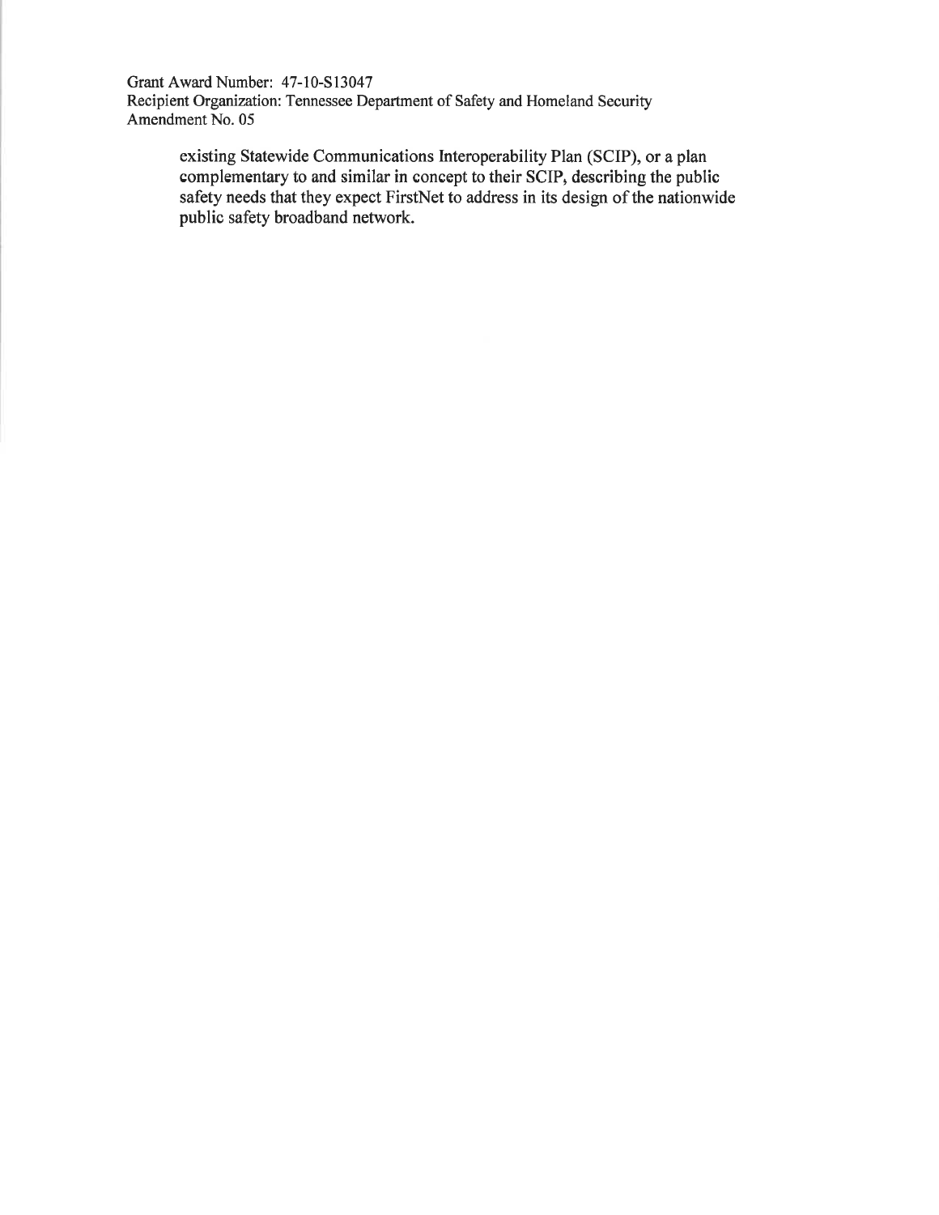existing Statewide Communications Interoperability Plan (SCIP), or a plan complementary to and similar in concept to their SCIP, describing the public safety needs that they expect FirstNet to address in its design of the nationwide public safety broadband network.